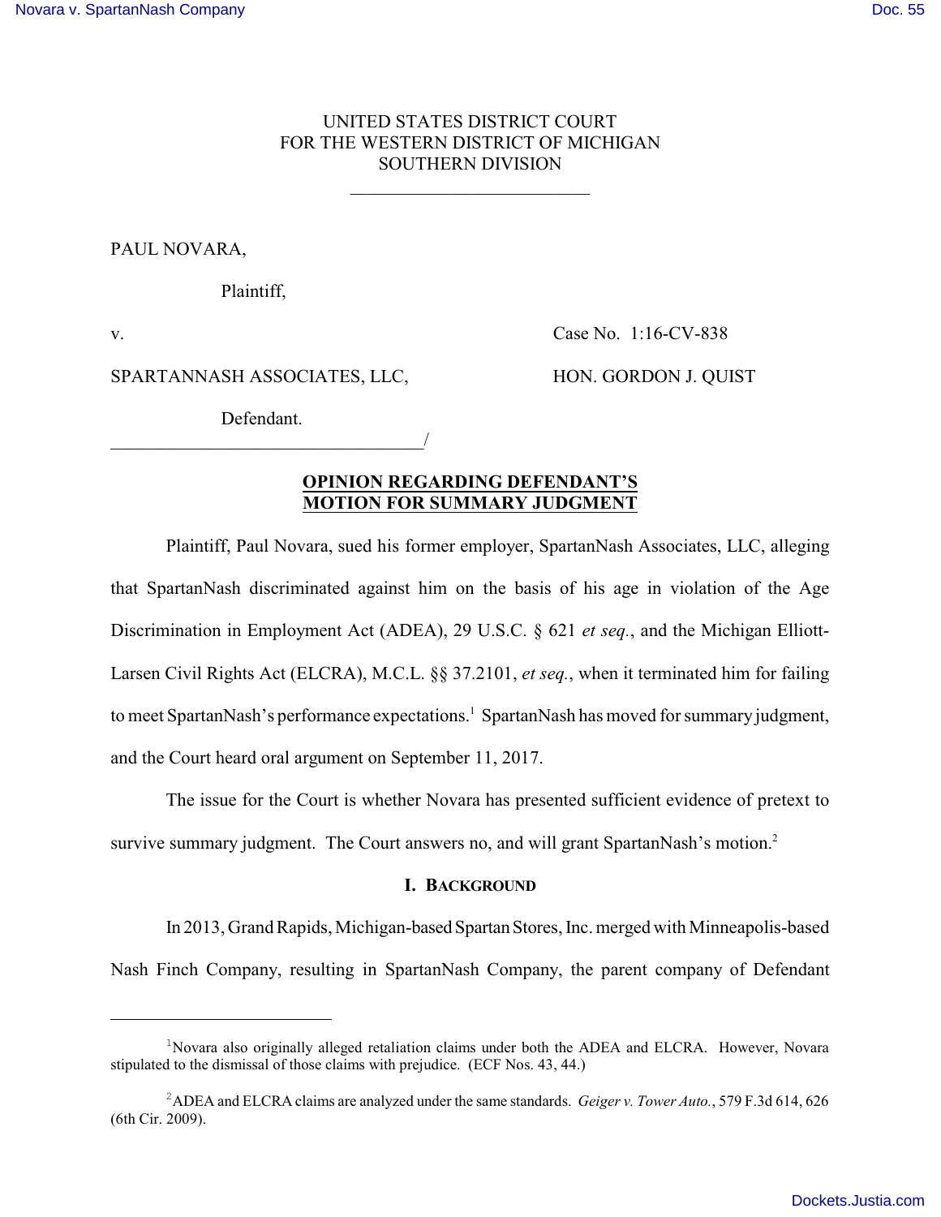UNITED STATES DISTRICT COURT
FOR THE WESTERN DISTRICT OF MICHIGAN
SOUTHERN DIVISION

---

PAUL NOVARA,

Plaintiff,

v.

Case No. 1:16-CV-838

SPARTANNASH ASSOCIATES, LLC,

HON. GORDON J. QUIST

Defendant.

______________________________/

## OPINION REGARDING DEFENDANT'S MOTION FOR SUMMARY JUDGMENT

Plaintiff, Paul Novara, sued his former employer, SpartanNash Associates, LLC, alleging that SpartanNash discriminated against him on the basis of his age in violation of the Age Discrimination in Employment Act (ADEA), 29 U.S.C. § 621 *et seq.*, and the Michigan Elliott-Larsen Civil Rights Act (ELCRA), M.C.L. §§ 37.2101, *et seq.*, when it terminated him for failing to meet SpartanNash's performance expectations.[1] SpartanNash has moved for summary judgment, and the Court heard oral argument on September 11, 2017.

The issue for the Court is whether Novara has presented sufficient evidence of pretext to survive summary judgment. The Court answers no, and will grant SpartanNash's motion.[2]

### I. BACKGROUND

In 2013, Grand Rapids, Michigan-based Spartan Stores, Inc. merged with Minneapolis-based Nash Finch Company, resulting in SpartanNash Company, the parent company of Defendant

---

[1] Novara also originally alleged retaliation claims under both the ADEA and ELCRA. However, Novara stipulated to the dismissal of those claims with prejudice. (ECF Nos. 43, 44.)

[2] ADEA and ELCRA claims are analyzed under the same standards. *Geiger v. Tower Auto.*, 579 F.3d 614, 626 (6th Cir. 2009).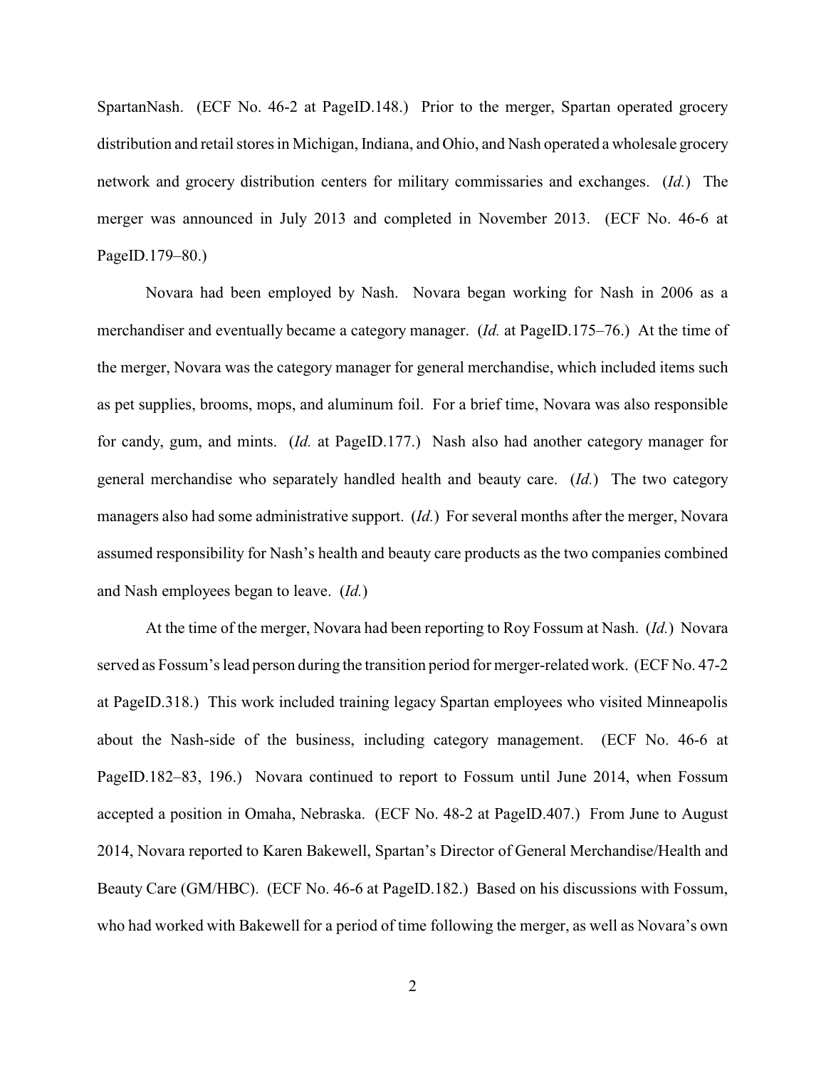SpartanNash. (ECF No. 46-2 at PageID.148.) Prior to the merger, Spartan operated grocery distribution and retail stores in Michigan, Indiana, and Ohio, and Nash operated a wholesale grocery network and grocery distribution centers for military commissaries and exchanges. (*Id.*) The merger was announced in July 2013 and completed in November 2013. (ECF No. 46-6 at PageID.179–80.)

Novara had been employed by Nash. Novara began working for Nash in 2006 as a merchandiser and eventually became a category manager. (*Id.* at PageID.175–76.) At the time of the merger, Novara was the category manager for general merchandise, which included items such as pet supplies, brooms, mops, and aluminum foil. For a brief time, Novara was also responsible for candy, gum, and mints. (*Id.* at PageID.177.) Nash also had another category manager for general merchandise who separately handled health and beauty care. (*Id.*) The two category managers also had some administrative support. (*Id.*) For several months after the merger, Novara assumed responsibility for Nash's health and beauty care products as the two companies combined and Nash employees began to leave. (*Id.*)

At the time of the merger, Novara had been reporting to Roy Fossum at Nash. (*Id.*) Novara served as Fossum's lead person during the transition period for merger-related work. (ECF No. 47-2 at PageID.318.) This work included training legacy Spartan employees who visited Minneapolis about the Nash-side of the business, including category management. (ECF No. 46-6 at PageID.182–83, 196.) Novara continued to report to Fossum until June 2014, when Fossum accepted a position in Omaha, Nebraska. (ECF No. 48-2 at PageID.407.) From June to August 2014, Novara reported to Karen Bakewell, Spartan's Director of General Merchandise/Health and Beauty Care (GM/HBC). (ECF No. 46-6 at PageID.182.) Based on his discussions with Fossum, who had worked with Bakewell for a period of time following the merger, as well as Novara's own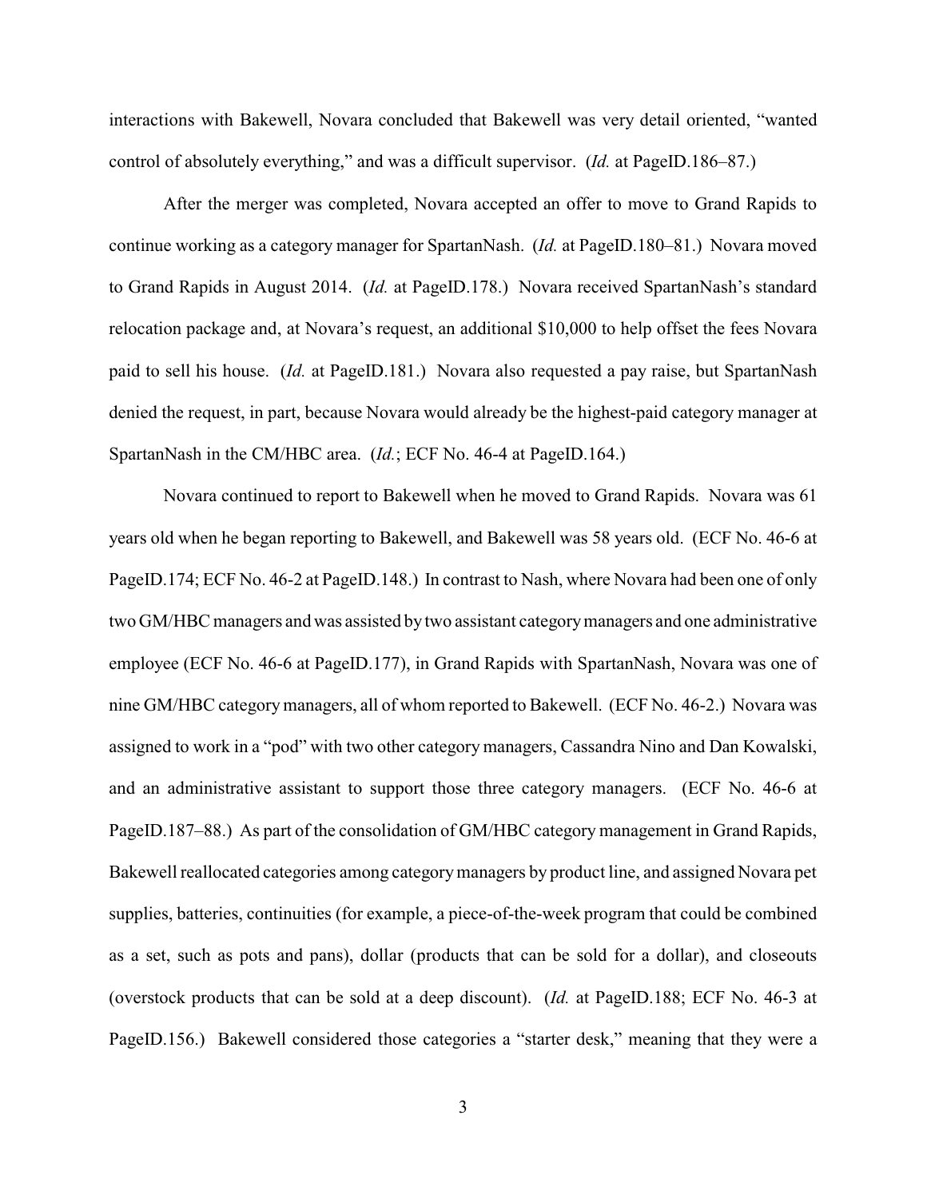interactions with Bakewell, Novara concluded that Bakewell was very detail oriented, "wanted control of absolutely everything," and was a difficult supervisor. (*Id.* at PageID.186–87.)

After the merger was completed, Novara accepted an offer to move to Grand Rapids to continue working as a category manager for SpartanNash. (*Id.* at PageID.180–81.) Novara moved to Grand Rapids in August 2014. (*Id.* at PageID.178.) Novara received SpartanNash's standard relocation package and, at Novara's request, an additional $10,000 to help offset the fees Novara paid to sell his house. (*Id.* at PageID.181.) Novara also requested a pay raise, but SpartanNash denied the request, in part, because Novara would already be the highest-paid category manager at SpartanNash in the CM/HBC area. (*Id.*; ECF No. 46-4 at PageID.164.)

Novara continued to report to Bakewell when he moved to Grand Rapids. Novara was 61 years old when he began reporting to Bakewell, and Bakewell was 58 years old. (ECF No. 46-6 at PageID.174; ECF No. 46-2 at PageID.148.) In contrast to Nash, where Novara had been one of only two GM/HBC managers and was assisted by two assistant category managers and one administrative employee (ECF No. 46-6 at PageID.177), in Grand Rapids with SpartanNash, Novara was one of nine GM/HBC category managers, all of whom reported to Bakewell. (ECF No. 46-2.) Novara was assigned to work in a "pod" with two other category managers, Cassandra Nino and Dan Kowalski, and an administrative assistant to support those three category managers. (ECF No. 46-6 at PageID.187–88.) As part of the consolidation of GM/HBC category management in Grand Rapids, Bakewell reallocated categories among category managers by product line, and assigned Novara pet supplies, batteries, continuities (for example, a piece-of-the-week program that could be combined as a set, such as pots and pans), dollar (products that can be sold for a dollar), and closeouts (overstock products that can be sold at a deep discount). (*Id.* at PageID.188; ECF No. 46-3 at PageID.156.) Bakewell considered those categories a "starter desk," meaning that they were a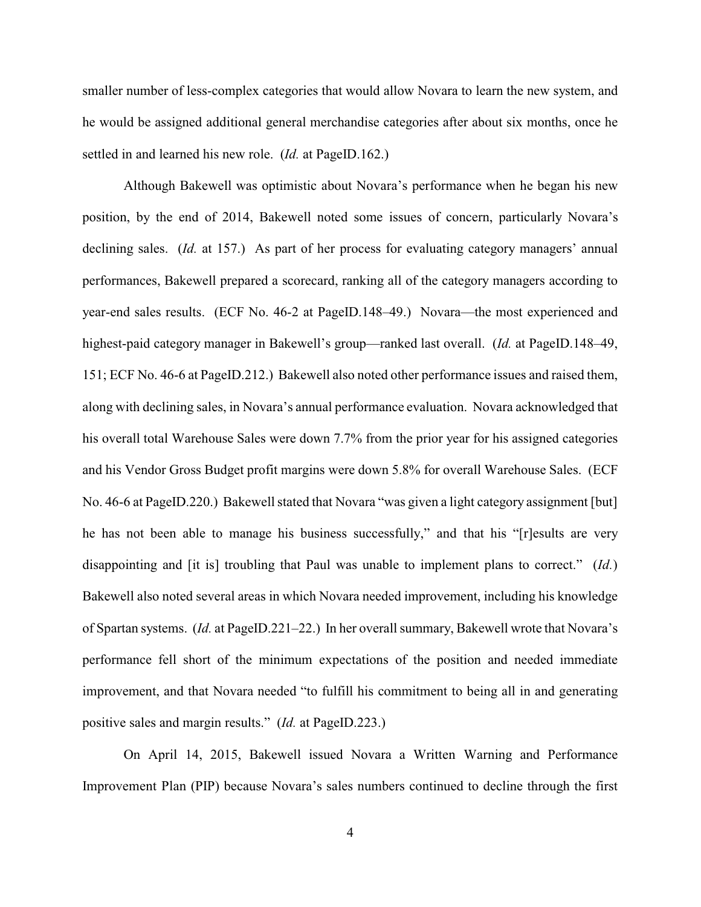smaller number of less-complex categories that would allow Novara to learn the new system, and he would be assigned additional general merchandise categories after about six months, once he settled in and learned his new role. (*Id.* at PageID.162.)

Although Bakewell was optimistic about Novara's performance when he began his new position, by the end of 2014, Bakewell noted some issues of concern, particularly Novara's declining sales. (*Id.* at 157.) As part of her process for evaluating category managers' annual performances, Bakewell prepared a scorecard, ranking all of the category managers according to year-end sales results. (ECF No. 46-2 at PageID.148–49.) Novara—the most experienced and highest-paid category manager in Bakewell's group—ranked last overall. (*Id.* at PageID.148–49, 151; ECF No. 46-6 at PageID.212.) Bakewell also noted other performance issues and raised them, along with declining sales, in Novara's annual performance evaluation. Novara acknowledged that his overall total Warehouse Sales were down 7.7% from the prior year for his assigned categories and his Vendor Gross Budget profit margins were down 5.8% for overall Warehouse Sales. (ECF No. 46-6 at PageID.220.) Bakewell stated that Novara "was given a light category assignment [but] he has not been able to manage his business successfully," and that his "[r]esults are very disappointing and [it is] troubling that Paul was unable to implement plans to correct." (*Id.*) Bakewell also noted several areas in which Novara needed improvement, including his knowledge of Spartan systems. (*Id.* at PageID.221–22.) In her overall summary, Bakewell wrote that Novara's performance fell short of the minimum expectations of the position and needed immediate improvement, and that Novara needed "to fulfill his commitment to being all in and generating positive sales and margin results." (*Id.* at PageID.223.)

On April 14, 2015, Bakewell issued Novara a Written Warning and Performance Improvement Plan (PIP) because Novara's sales numbers continued to decline through the first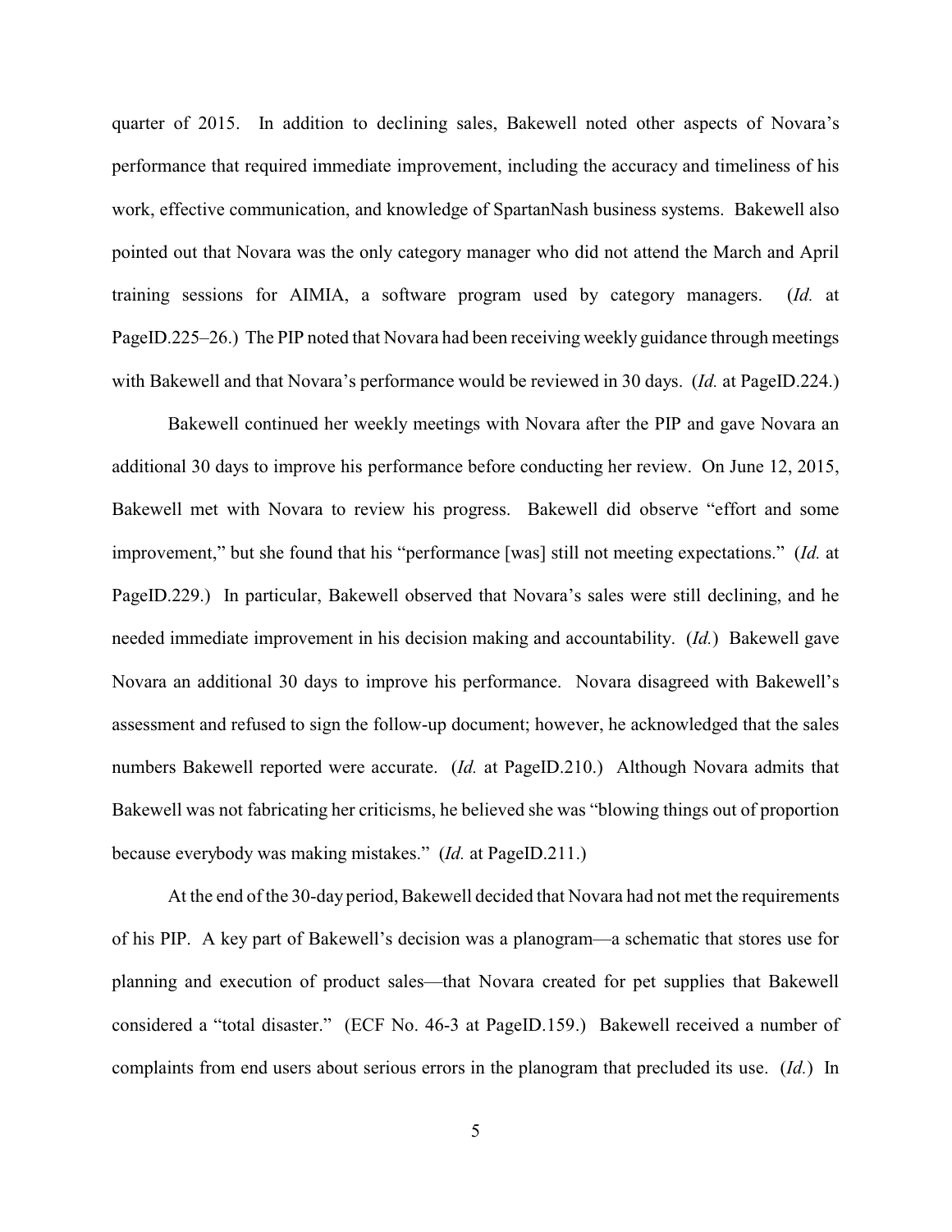quarter of 2015. In addition to declining sales, Bakewell noted other aspects of Novara's performance that required immediate improvement, including the accuracy and timeliness of his work, effective communication, and knowledge of SpartanNash business systems. Bakewell also pointed out that Novara was the only category manager who did not attend the March and April training sessions for AIMIA, a software program used by category managers. (*Id.* at PageID.225–26.) The PIP noted that Novara had been receiving weekly guidance through meetings with Bakewell and that Novara's performance would be reviewed in 30 days. (*Id.* at PageID.224.)

Bakewell continued her weekly meetings with Novara after the PIP and gave Novara an additional 30 days to improve his performance before conducting her review. On June 12, 2015, Bakewell met with Novara to review his progress. Bakewell did observe "effort and some improvement," but she found that his "performance [was] still not meeting expectations." (*Id.* at PageID.229.) In particular, Bakewell observed that Novara's sales were still declining, and he needed immediate improvement in his decision making and accountability. (*Id.*) Bakewell gave Novara an additional 30 days to improve his performance. Novara disagreed with Bakewell's assessment and refused to sign the follow-up document; however, he acknowledged that the sales numbers Bakewell reported were accurate. (*Id.* at PageID.210.) Although Novara admits that Bakewell was not fabricating her criticisms, he believed she was "blowing things out of proportion because everybody was making mistakes." (*Id.* at PageID.211.)

At the end of the 30-day period, Bakewell decided that Novara had not met the requirements of his PIP. A key part of Bakewell's decision was a planogram—a schematic that stores use for planning and execution of product sales—that Novara created for pet supplies that Bakewell considered a "total disaster." (ECF No. 46-3 at PageID.159.) Bakewell received a number of complaints from end users about serious errors in the planogram that precluded its use. (*Id.*) In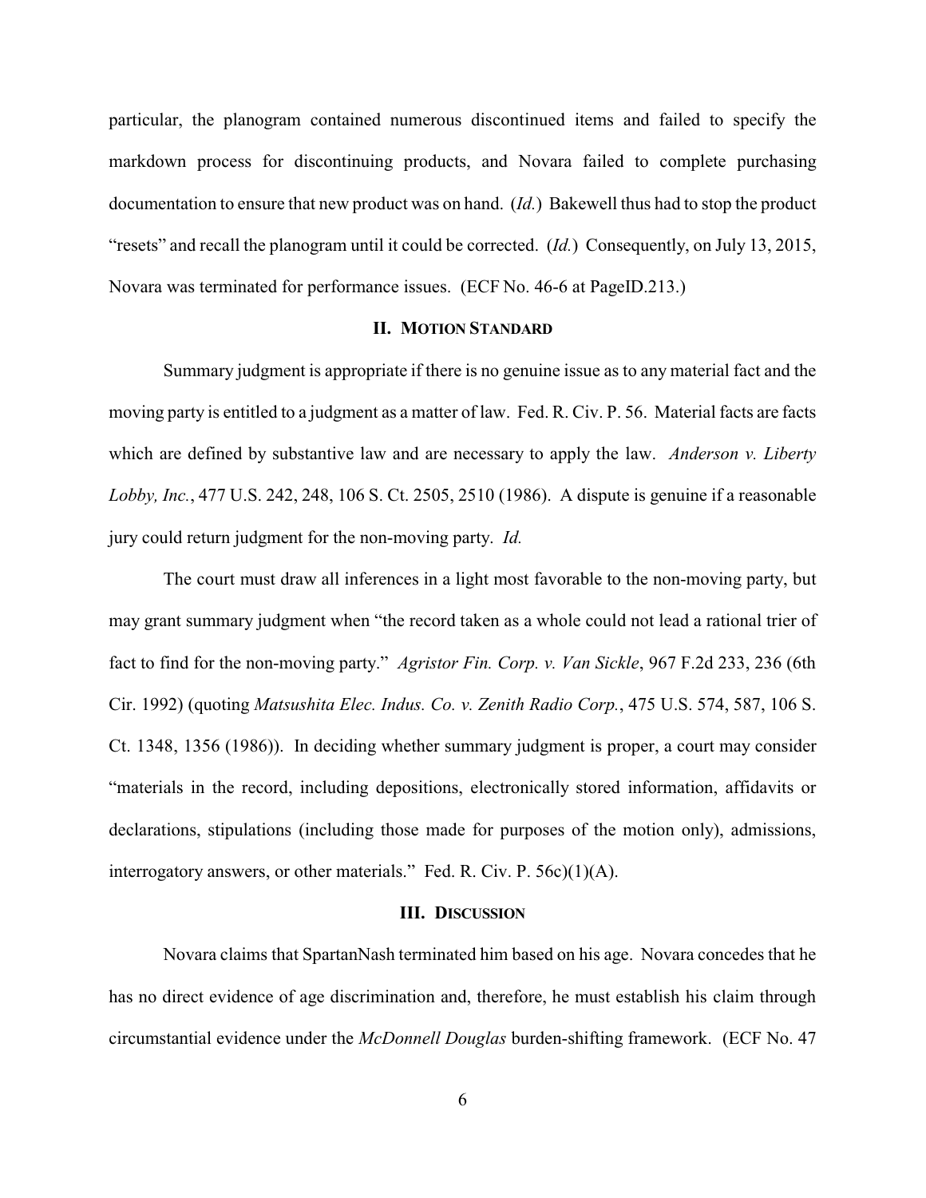particular, the planogram contained numerous discontinued items and failed to specify the markdown process for discontinuing products, and Novara failed to complete purchasing documentation to ensure that new product was on hand. (*Id.*) Bakewell thus had to stop the product "resets" and recall the planogram until it could be corrected. (*Id.*) Consequently, on July 13, 2015, Novara was terminated for performance issues. (ECF No. 46-6 at PageID.213.)

## II. MOTION STANDARD

Summary judgment is appropriate if there is no genuine issue as to any material fact and the moving party is entitled to a judgment as a matter of law. Fed. R. Civ. P. 56. Material facts are facts which are defined by substantive law and are necessary to apply the law. *Anderson v. Liberty Lobby, Inc.*, 477 U.S. 242, 248, 106 S. Ct. 2505, 2510 (1986). A dispute is genuine if a reasonable jury could return judgment for the non-moving party. *Id.*

The court must draw all inferences in a light most favorable to the non-moving party, but may grant summary judgment when "the record taken as a whole could not lead a rational trier of fact to find for the non-moving party." *Agristor Fin. Corp. v. Van Sickle*, 967 F.2d 233, 236 (6th Cir. 1992) (quoting *Matsushita Elec. Indus. Co. v. Zenith Radio Corp.*, 475 U.S. 574, 587, 106 S. Ct. 1348, 1356 (1986)). In deciding whether summary judgment is proper, a court may consider "materials in the record, including depositions, electronically stored information, affidavits or declarations, stipulations (including those made for purposes of the motion only), admissions, interrogatory answers, or other materials." Fed. R. Civ. P. 56c)(1)(A).

## III. DISCUSSION

Novara claims that SpartanNash terminated him based on his age. Novara concedes that he has no direct evidence of age discrimination and, therefore, he must establish his claim through circumstantial evidence under the *McDonnell Douglas* burden-shifting framework. (ECF No. 47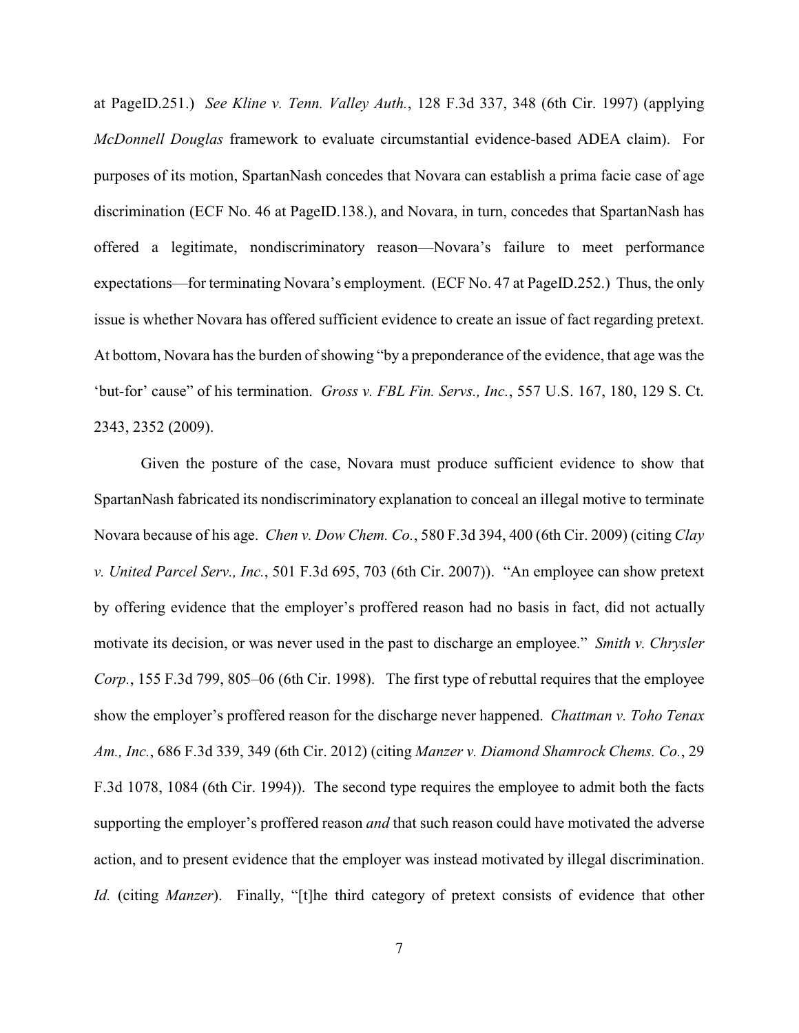at PageID.251.) *See Kline v. Tenn. Valley Auth.*, 128 F.3d 337, 348 (6th Cir. 1997) (applying *McDonnell Douglas* framework to evaluate circumstantial evidence-based ADEA claim). For purposes of its motion, SpartanNash concedes that Novara can establish a prima facie case of age discrimination (ECF No. 46 at PageID.138.), and Novara, in turn, concedes that SpartanNash has offered a legitimate, nondiscriminatory reason—Novara's failure to meet performance expectations—for terminating Novara's employment. (ECF No. 47 at PageID.252.) Thus, the only issue is whether Novara has offered sufficient evidence to create an issue of fact regarding pretext. At bottom, Novara has the burden of showing "by a preponderance of the evidence, that age was the 'but-for' cause" of his termination. *Gross v. FBL Fin. Servs., Inc.*, 557 U.S. 167, 180, 129 S. Ct. 2343, 2352 (2009).

Given the posture of the case, Novara must produce sufficient evidence to show that SpartanNash fabricated its nondiscriminatory explanation to conceal an illegal motive to terminate Novara because of his age. *Chen v. Dow Chem. Co.*, 580 F.3d 394, 400 (6th Cir. 2009) (citing *Clay v. United Parcel Serv., Inc.*, 501 F.3d 695, 703 (6th Cir. 2007)). "An employee can show pretext by offering evidence that the employer's proffered reason had no basis in fact, did not actually motivate its decision, or was never used in the past to discharge an employee." *Smith v. Chrysler Corp.*, 155 F.3d 799, 805–06 (6th Cir. 1998). The first type of rebuttal requires that the employee show the employer's proffered reason for the discharge never happened. *Chattman v. Toho Tenax Am., Inc.*, 686 F.3d 339, 349 (6th Cir. 2012) (citing *Manzer v. Diamond Shamrock Chems. Co.*, 29 F.3d 1078, 1084 (6th Cir. 1994)). The second type requires the employee to admit both the facts supporting the employer's proffered reason *and* that such reason could have motivated the adverse action, and to present evidence that the employer was instead motivated by illegal discrimination. *Id.* (citing *Manzer*). Finally, "[t]he third category of pretext consists of evidence that other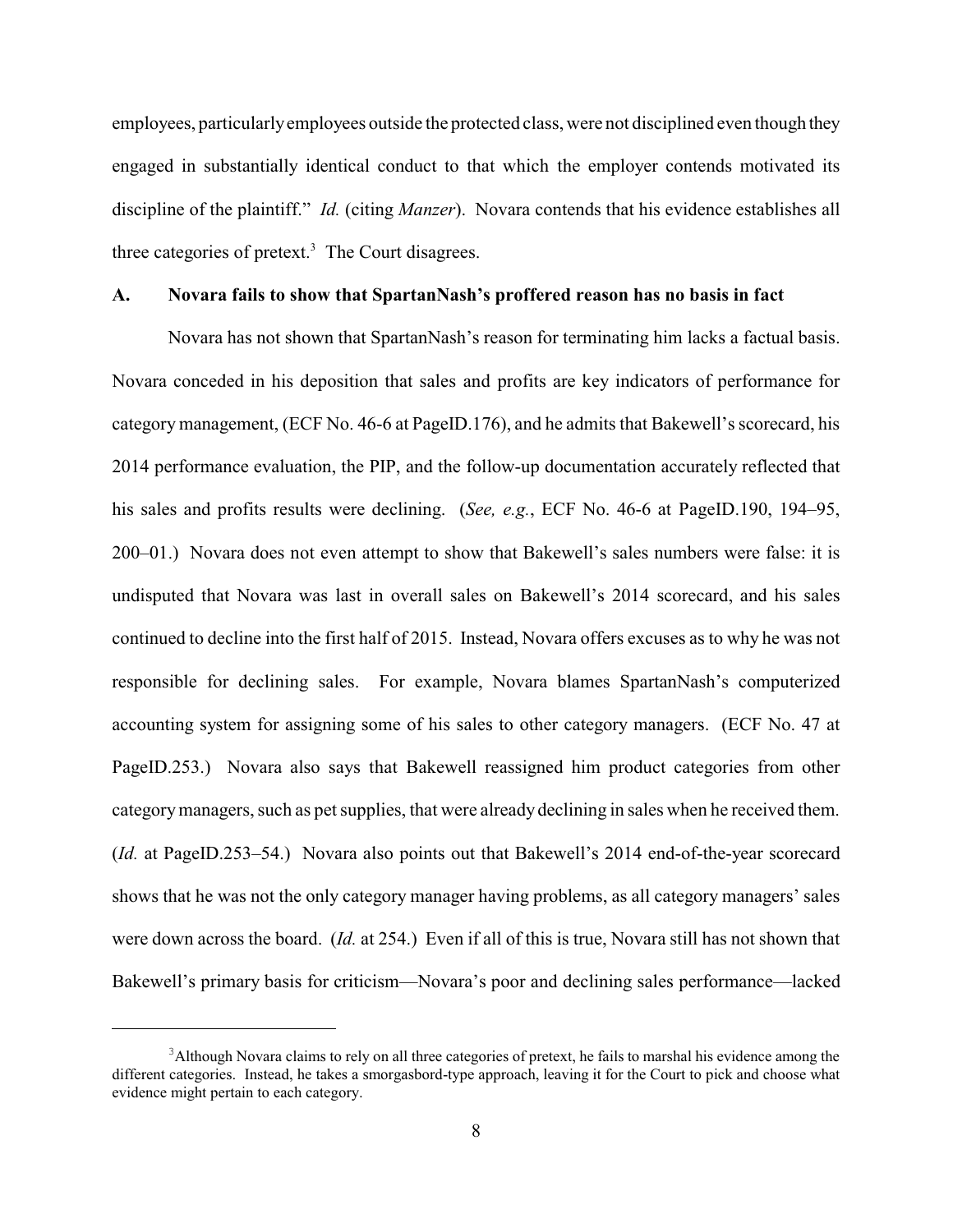employees, particularly employees outside the protected class, were not disciplined even though they engaged in substantially identical conduct to that which the employer contends motivated its discipline of the plaintiff." *Id.* (citing *Manzer*). Novara contends that his evidence establishes all three categories of pretext.[3] The Court disagrees.

### A. Novara fails to show that SpartanNash's proffered reason has no basis in fact

Novara has not shown that SpartanNash's reason for terminating him lacks a factual basis. Novara conceded in his deposition that sales and profits are key indicators of performance for category management, (ECF No. 46-6 at PageID.176), and he admits that Bakewell's scorecard, his 2014 performance evaluation, the PIP, and the follow-up documentation accurately reflected that his sales and profits results were declining. (*See, e.g.*, ECF No. 46-6 at PageID.190, 194–95, 200–01.) Novara does not even attempt to show that Bakewell's sales numbers were false: it is undisputed that Novara was last in overall sales on Bakewell's 2014 scorecard, and his sales continued to decline into the first half of 2015. Instead, Novara offers excuses as to why he was not responsible for declining sales. For example, Novara blames SpartanNash's computerized accounting system for assigning some of his sales to other category managers. (ECF No. 47 at PageID.253.) Novara also says that Bakewell reassigned him product categories from other category managers, such as pet supplies, that were already declining in sales when he received them. (*Id.* at PageID.253–54.) Novara also points out that Bakewell's 2014 end-of-the-year scorecard shows that he was not the only category manager having problems, as all category managers' sales were down across the board. (*Id.* at 254.) Even if all of this is true, Novara still has not shown that Bakewell's primary basis for criticism—Novara's poor and declining sales performance—lacked

[3] Although Novara claims to rely on all three categories of pretext, he fails to marshal his evidence among the different categories. Instead, he takes a smorgasbord-type approach, leaving it for the Court to pick and choose what evidence might pertain to each category.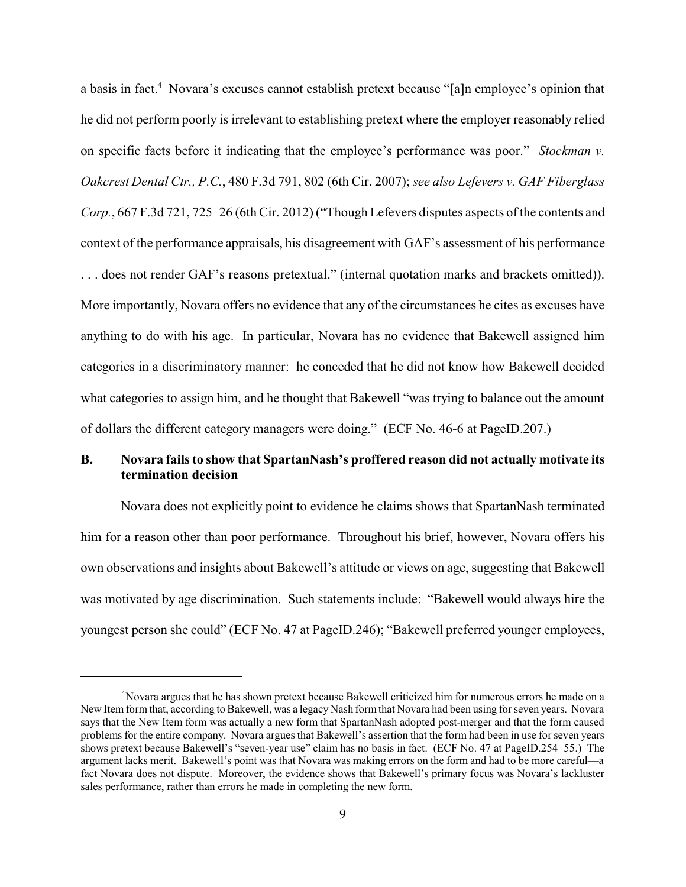a basis in fact.[4] Novara's excuses cannot establish pretext because "[a]n employee's opinion that he did not perform poorly is irrelevant to establishing pretext where the employer reasonably relied on specific facts before it indicating that the employee's performance was poor." *Stockman v. Oakcrest Dental Ctr., P.C.*, 480 F.3d 791, 802 (6th Cir. 2007); *see also Lefevers v. GAF Fiberglass Corp.*, 667 F.3d 721, 725–26 (6th Cir. 2012) ("Though Lefevers disputes aspects of the contents and context of the performance appraisals, his disagreement with GAF's assessment of his performance . . . does not render GAF's reasons pretextual." (internal quotation marks and brackets omitted)). More importantly, Novara offers no evidence that any of the circumstances he cites as excuses have anything to do with his age. In particular, Novara has no evidence that Bakewell assigned him categories in a discriminatory manner: he conceded that he did not know how Bakewell decided what categories to assign him, and he thought that Bakewell "was trying to balance out the amount of dollars the different category managers were doing." (ECF No. 46-6 at PageID.207.)

### B. Novara fails to show that SpartanNash's proffered reason did not actually motivate its termination decision

Novara does not explicitly point to evidence he claims shows that SpartanNash terminated him for a reason other than poor performance. Throughout his brief, however, Novara offers his own observations and insights about Bakewell's attitude or views on age, suggesting that Bakewell was motivated by age discrimination. Such statements include: "Bakewell would always hire the youngest person she could" (ECF No. 47 at PageID.246); "Bakewell preferred younger employees,

---

[4] Novara argues that he has shown pretext because Bakewell criticized him for numerous errors he made on a New Item form that, according to Bakewell, was a legacy Nash form that Novara had been using for seven years. Novara says that the New Item form was actually a new form that SpartanNash adopted post-merger and that the form caused problems for the entire company. Novara argues that Bakewell's assertion that the form had been in use for seven years shows pretext because Bakewell's "seven-year use" claim has no basis in fact. (ECF No. 47 at PageID.254–55.) The argument lacks merit. Bakewell's point was that Novara was making errors on the form and had to be more careful—a fact Novara does not dispute. Moreover, the evidence shows that Bakewell's primary focus was Novara's lackluster sales performance, rather than errors he made in completing the new form.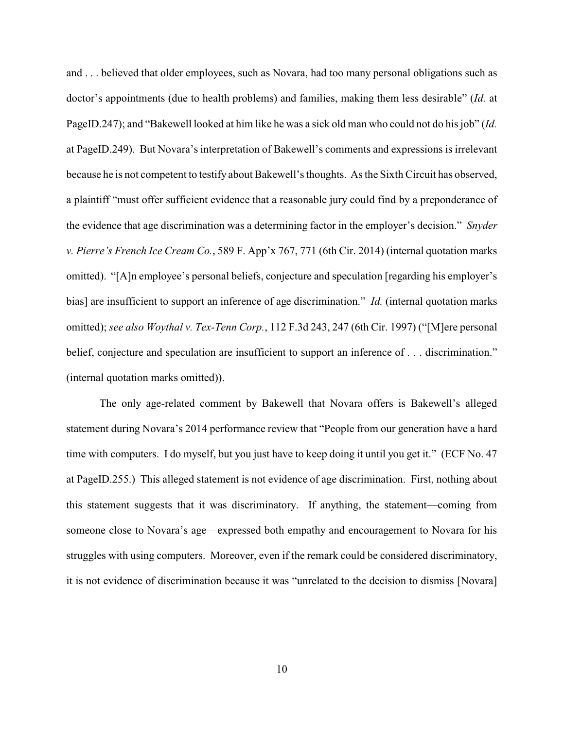and . . . believed that older employees, such as Novara, had too many personal obligations such as doctor's appointments (due to health problems) and families, making them less desirable" (*Id.* at PageID.247); and "Bakewell looked at him like he was a sick old man who could not do his job" (*Id.* at PageID.249). But Novara's interpretation of Bakewell's comments and expressions is irrelevant because he is not competent to testify about Bakewell's thoughts. As the Sixth Circuit has observed, a plaintiff "must offer sufficient evidence that a reasonable jury could find by a preponderance of the evidence that age discrimination was a determining factor in the employer's decision." *Snyder v. Pierre's French Ice Cream Co.*, 589 F. App'x 767, 771 (6th Cir. 2014) (internal quotation marks omitted). "[A]n employee's personal beliefs, conjecture and speculation [regarding his employer's bias] are insufficient to support an inference of age discrimination." *Id.* (internal quotation marks omitted); *see also Woythal v. Tex-Tenn Corp.*, 112 F.3d 243, 247 (6th Cir. 1997) ("[M]ere personal belief, conjecture and speculation are insufficient to support an inference of . . . discrimination." (internal quotation marks omitted)).

The only age-related comment by Bakewell that Novara offers is Bakewell's alleged statement during Novara's 2014 performance review that "People from our generation have a hard time with computers. I do myself, but you just have to keep doing it until you get it." (ECF No. 47 at PageID.255.) This alleged statement is not evidence of age discrimination. First, nothing about this statement suggests that it was discriminatory. If anything, the statement—coming from someone close to Novara's age—expressed both empathy and encouragement to Novara for his struggles with using computers. Moreover, even if the remark could be considered discriminatory, it is not evidence of discrimination because it was "unrelated to the decision to dismiss [Novara]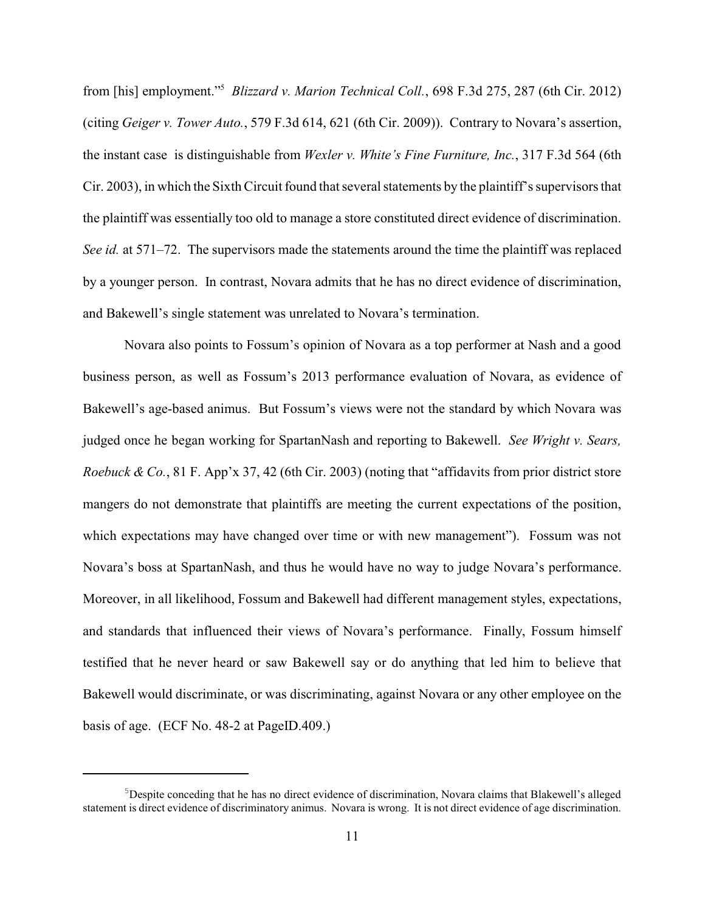from [his] employment."[5] *Blizzard v. Marion Technical Coll.*, 698 F.3d 275, 287 (6th Cir. 2012) (citing *Geiger v. Tower Auto.*, 579 F.3d 614, 621 (6th Cir. 2009)). Contrary to Novara's assertion, the instant case is distinguishable from *Wexler v. White's Fine Furniture, Inc.*, 317 F.3d 564 (6th Cir. 2003), in which the Sixth Circuit found that several statements by the plaintiff's supervisors that the plaintiff was essentially too old to manage a store constituted direct evidence of discrimination. *See id.* at 571–72. The supervisors made the statements around the time the plaintiff was replaced by a younger person. In contrast, Novara admits that he has no direct evidence of discrimination, and Bakewell's single statement was unrelated to Novara's termination.

Novara also points to Fossum's opinion of Novara as a top performer at Nash and a good business person, as well as Fossum's 2013 performance evaluation of Novara, as evidence of Bakewell's age-based animus. But Fossum's views were not the standard by which Novara was judged once he began working for SpartanNash and reporting to Bakewell. *See Wright v. Sears, Roebuck & Co.*, 81 F. App'x 37, 42 (6th Cir. 2003) (noting that "affidavits from prior district store mangers do not demonstrate that plaintiffs are meeting the current expectations of the position, which expectations may have changed over time or with new management"). Fossum was not Novara's boss at SpartanNash, and thus he would have no way to judge Novara's performance. Moreover, in all likelihood, Fossum and Bakewell had different management styles, expectations, and standards that influenced their views of Novara's performance. Finally, Fossum himself testified that he never heard or saw Bakewell say or do anything that led him to believe that Bakewell would discriminate, or was discriminating, against Novara or any other employee on the basis of age. (ECF No. 48-2 at PageID.409.)

---

[5] Despite conceding that he has no direct evidence of discrimination, Novara claims that Blakewell's alleged statement is direct evidence of discriminatory animus. Novara is wrong. It is not direct evidence of age discrimination.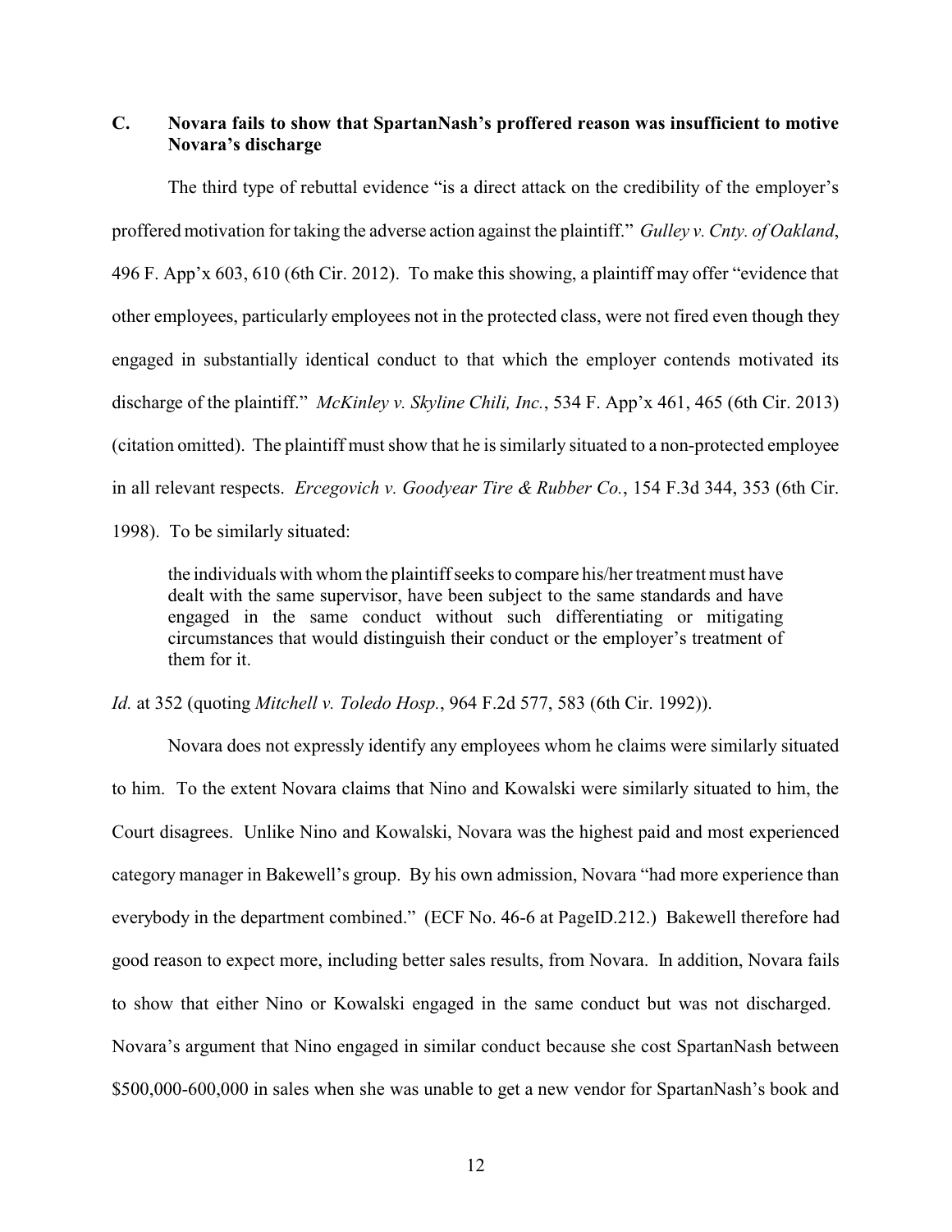### C. Novara fails to show that SpartanNash's proffered reason was insufficient to motive Novara's discharge

The third type of rebuttal evidence "is a direct attack on the credibility of the employer's proffered motivation for taking the adverse action against the plaintiff." *Gulley v. Cnty. of Oakland*, 496 F. App'x 603, 610 (6th Cir. 2012). To make this showing, a plaintiff may offer "evidence that other employees, particularly employees not in the protected class, were not fired even though they engaged in substantially identical conduct to that which the employer contends motivated its discharge of the plaintiff." *McKinley v. Skyline Chili, Inc.*, 534 F. App'x 461, 465 (6th Cir. 2013) (citation omitted). The plaintiff must show that he is similarly situated to a non-protected employee in all relevant respects. *Ercegovich v. Goodyear Tire & Rubber Co.*, 154 F.3d 344, 353 (6th Cir. 1998). To be similarly situated:

> the individuals with whom the plaintiff seeks to compare his/her treatment must have dealt with the same supervisor, have been subject to the same standards and have engaged in the same conduct without such differentiating or mitigating circumstances that would distinguish their conduct or the employer's treatment of them for it.

*Id.* at 352 (quoting *Mitchell v. Toledo Hosp.*, 964 F.2d 577, 583 (6th Cir. 1992)).

Novara does not expressly identify any employees whom he claims were similarly situated to him. To the extent Novara claims that Nino and Kowalski were similarly situated to him, the Court disagrees. Unlike Nino and Kowalski, Novara was the highest paid and most experienced category manager in Bakewell's group. By his own admission, Novara "had more experience than everybody in the department combined." (ECF No. 46-6 at PageID.212.) Bakewell therefore had good reason to expect more, including better sales results, from Novara. In addition, Novara fails to show that either Nino or Kowalski engaged in the same conduct but was not discharged. Novara's argument that Nino engaged in similar conduct because she cost SpartanNash between $500,000-600,000 in sales when she was unable to get a new vendor for SpartanNash's book and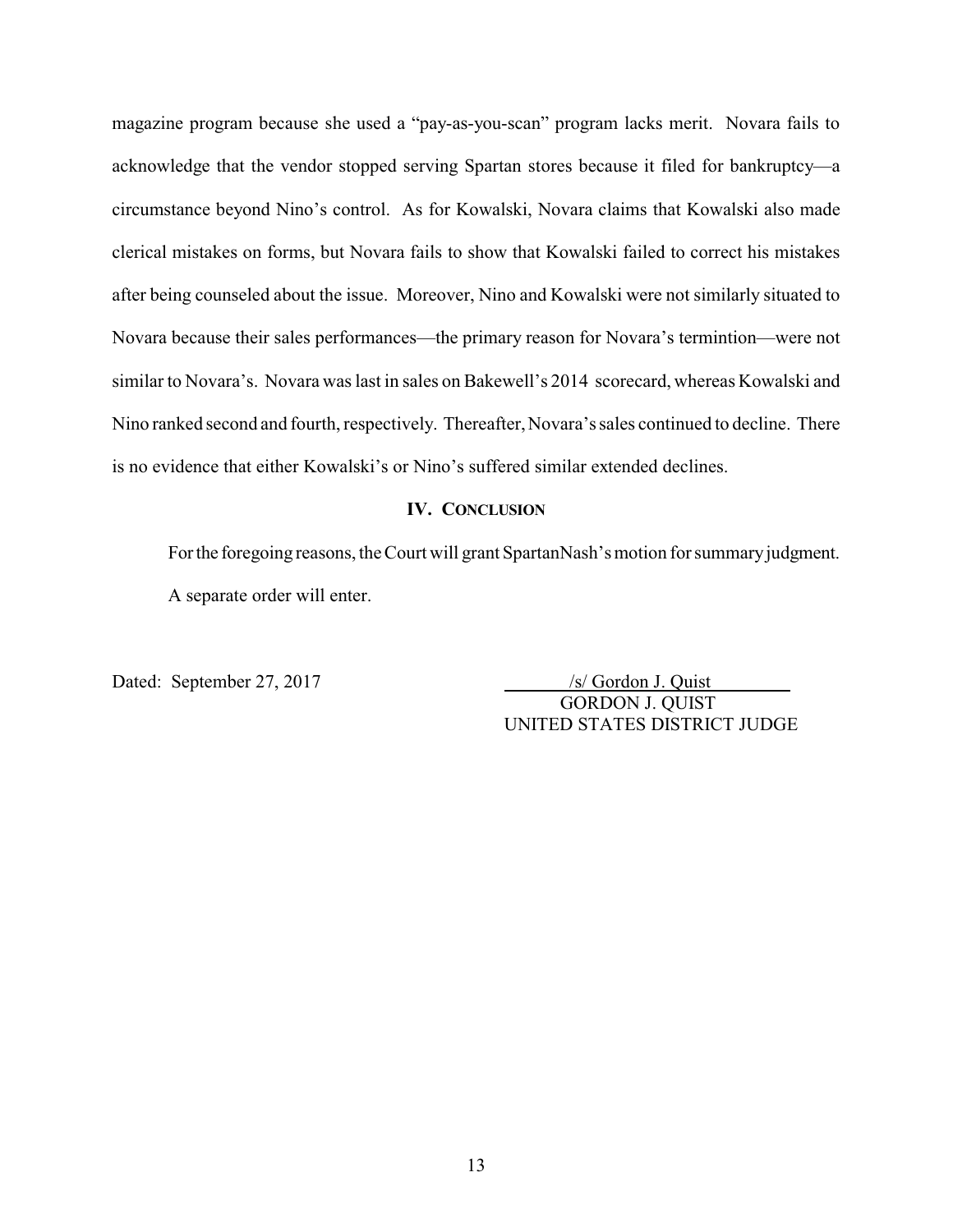magazine program because she used a "pay-as-you-scan" program lacks merit. Novara fails to acknowledge that the vendor stopped serving Spartan stores because it filed for bankruptcy—a circumstance beyond Nino's control. As for Kowalski, Novara claims that Kowalski also made clerical mistakes on forms, but Novara fails to show that Kowalski failed to correct his mistakes after being counseled about the issue. Moreover, Nino and Kowalski were not similarly situated to Novara because their sales performances—the primary reason for Novara's termintion—were not similar to Novara's. Novara was last in sales on Bakewell's 2014 scorecard, whereas Kowalski and Nino ranked second and fourth, respectively. Thereafter, Novara's sales continued to decline. There is no evidence that either Kowalski's or Nino's suffered similar extended declines.

## IV. CONCLUSION

For the foregoing reasons, the Court will grant SpartanNash's motion for summary judgment. A separate order will enter.

Dated: September 27, 2017

/s/ Gordon J. Quist
GORDON J. QUIST
UNITED STATES DISTRICT JUDGE